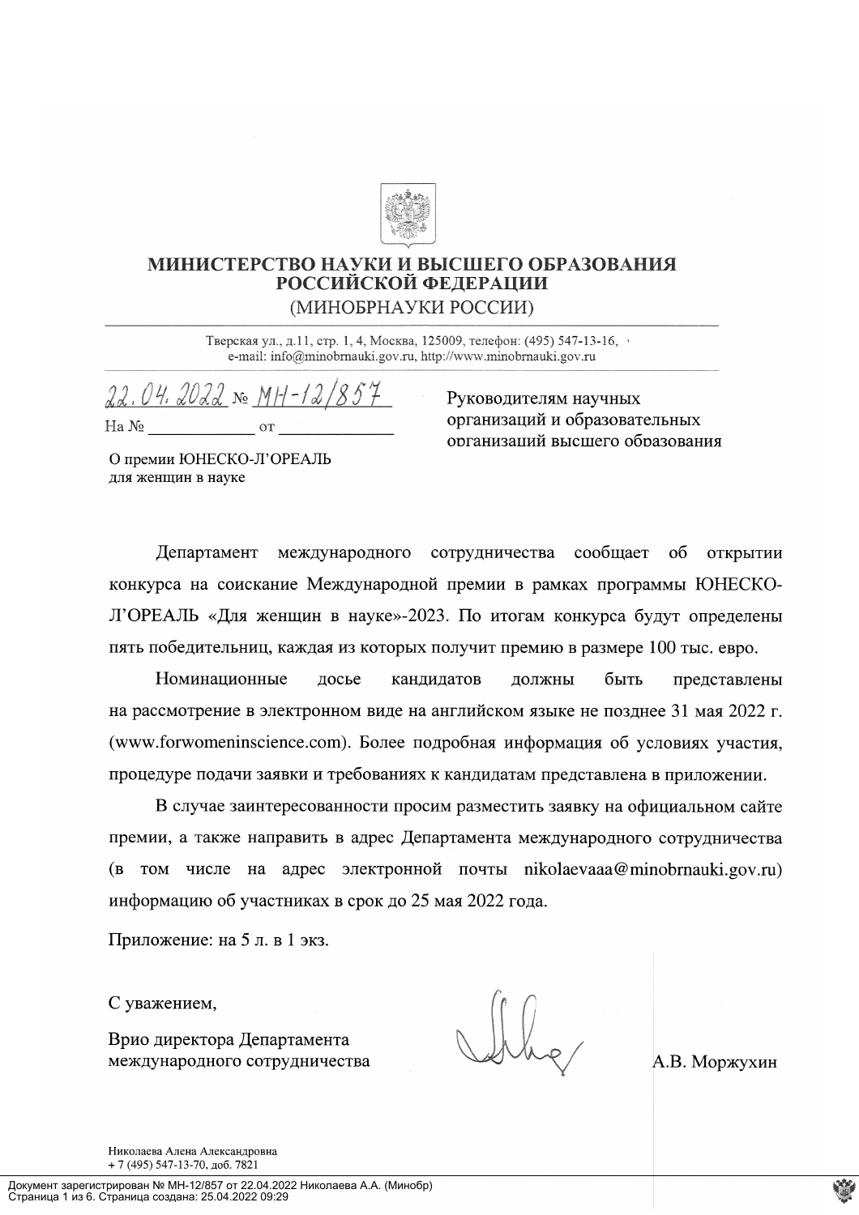# МИНИСТЕРСТВО НАУКИ И ВЫСШЕГО ОБРАЗОВАНИЯ РОССИЙСКОЙ ФЕДЕРАЦИИ

(МИНОБРНАУКИ РОССИИ)

Тверская ул., д.11, стр. 1, 4, Москва, 125009, телефон: (495) 547-13-16,
e-mail: info@minobrnauki.gov.ru, http://www.minobrnauki.gov.ru

22.04.2022 № МН-12/857

На № ____________ от ____________

Руководителям научных организаций и образовательных организаций высшего образования

О премии ЮНЕСКО-Л'ОРЕАЛЬ для женщин в науке

Департамент международного сотрудничества сообщает об открытии конкурса на соискание Международной премии в рамках программы ЮНЕСКО-Л'ОРЕАЛЬ «Для женщин в науке»-2023. По итогам конкурса будут определены пять победительниц, каждая из которых получит премию в размере 100 тыс. евро.

Номинационные досье кандидатов должны быть представлены на рассмотрение в электронном виде на английском языке не позднее 31 мая 2022 г. (www.forwomeninscience.com). Более подробная информация об условиях участия, процедуре подачи заявки и требованиях к кандидатам представлена в приложении.

В случае заинтересованности просим разместить заявку на официальном сайте премии, а также направить в адрес Департамента международного сотрудничества (в том числе на адрес электронной почты nikolaevaaa@minobrnauki.gov.ru) информацию об участниках в срок до 25 мая 2022 года.

Приложение: на 5 л. в 1 экз.

С уважением,

Врио директора Департамента международного сотрудничества А.В. Моржухин

Николаева Алена Александровна
+ 7 (495) 547-13-70, доб. 7821

Документ зарегистрирован № МН-12/857 от 22.04.2022 Николаева А.А. (Минобр)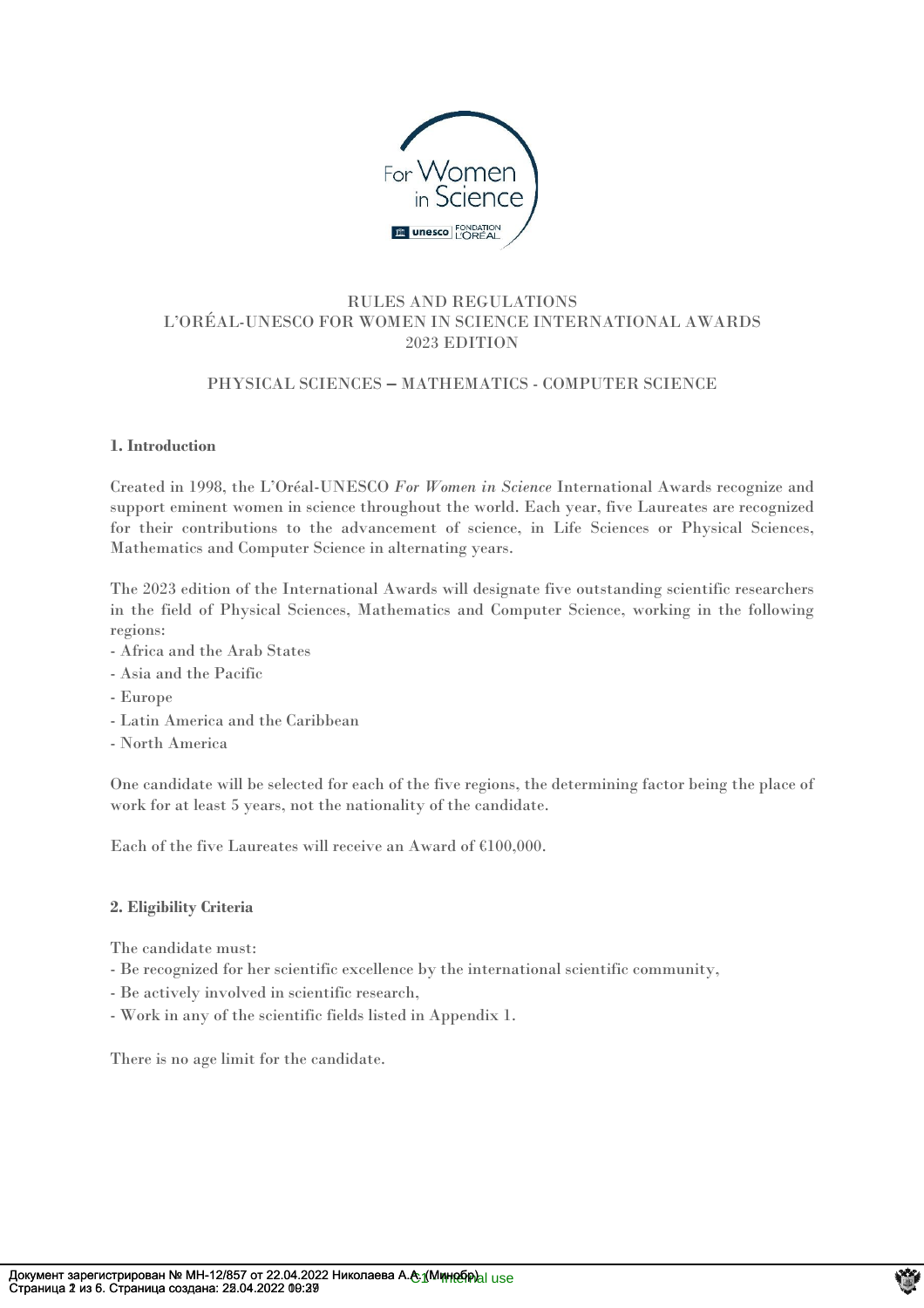# RULES AND REGULATIONS
# L'ORÉAL-UNESCO FOR WOMEN IN SCIENCE INTERNATIONAL AWARDS
# 2023 EDITION

## PHYSICAL SCIENCES – MATHEMATICS - COMPUTER SCIENCE

### 1. Introduction

Created in 1998, the L'Oréal-UNESCO *For Women in Science* International Awards recognize and support eminent women in science throughout the world. Each year, five Laureates are recognized for their contributions to the advancement of science, in Life Sciences or Physical Sciences, Mathematics and Computer Science in alternating years.

The 2023 edition of the International Awards will designate five outstanding scientific researchers in the field of Physical Sciences, Mathematics and Computer Science, working in the following regions:

- Africa and the Arab States
- Asia and the Pacific
- Europe
- Latin America and the Caribbean
- North America

One candidate will be selected for each of the five regions, the determining factor being the place of work for at least 5 years, not the nationality of the candidate.

Each of the five Laureates will receive an Award of €100,000.

### 2. Eligibility Criteria

The candidate must:

- Be recognized for her scientific excellence by the international scientific community,
- Be actively involved in scientific research,
- Work in any of the scientific fields listed in Appendix 1.

There is no age limit for the candidate.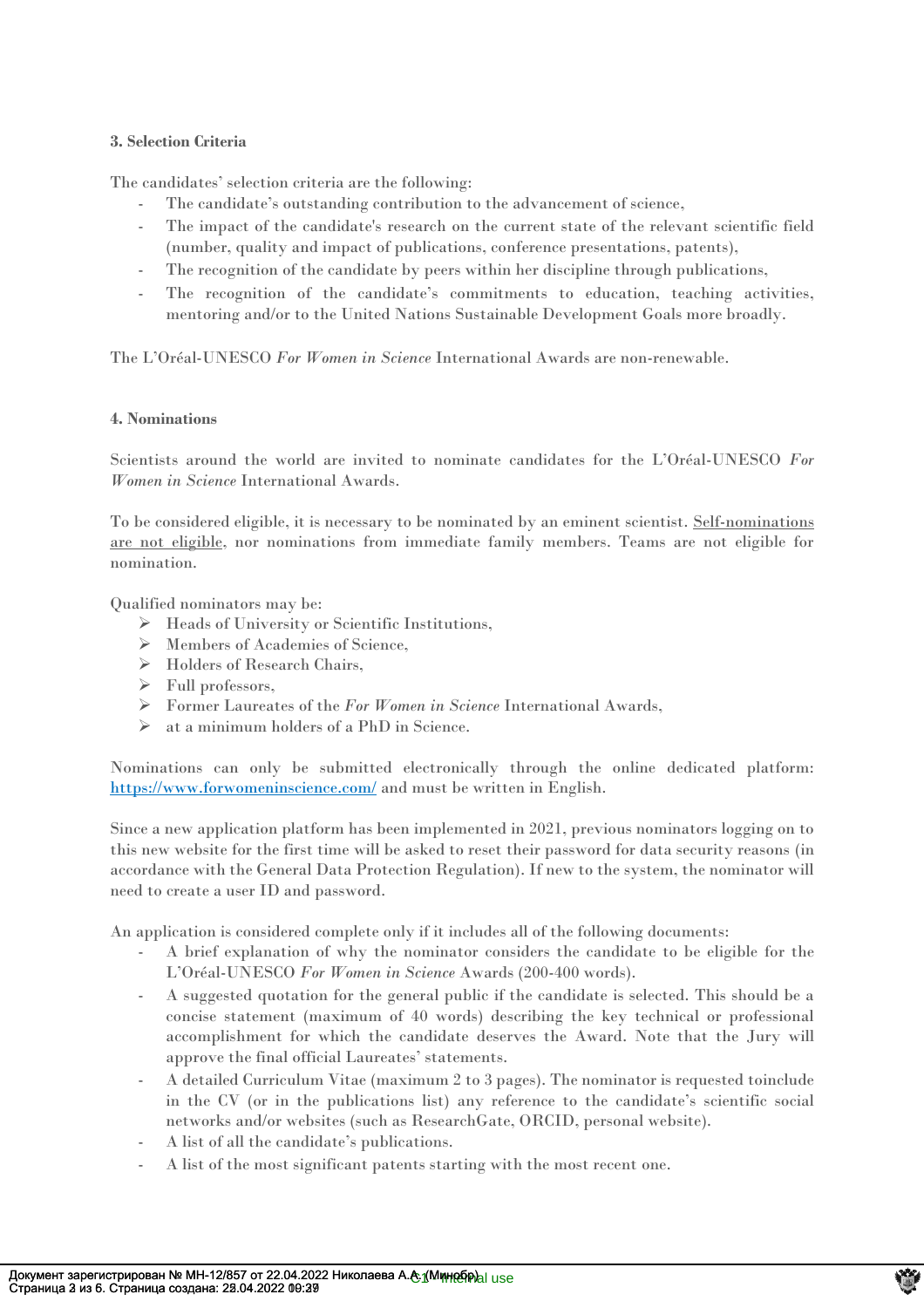### 3. Selection Criteria

The candidates' selection criteria are the following:

- The candidate's outstanding contribution to the advancement of science,
- The impact of the candidate's research on the current state of the relevant scientific field (number, quality and impact of publications, conference presentations, patents),
- The recognition of the candidate by peers within her discipline through publications,
- The recognition of the candidate's commitments to education, teaching activities, mentoring and/or to the United Nations Sustainable Development Goals more broadly.

The L'Oréal-UNESCO *For Women in Science* International Awards are non-renewable.

### 4. Nominations

Scientists around the world are invited to nominate candidates for the L'Oréal-UNESCO *For Women in Science* International Awards.

To be considered eligible, it is necessary to be nominated by an eminent scientist. Self-nominations are not eligible, nor nominations from immediate family members. Teams are not eligible for nomination.

Qualified nominators may be:

- Heads of University or Scientific Institutions,
- Members of Academies of Science,
- Holders of Research Chairs,
- Full professors,
- Former Laureates of the *For Women in Science* International Awards,
- at a minimum holders of a PhD in Science.

Nominations can only be submitted electronically through the online dedicated platform: https://www.forwomeninscience.com/ and must be written in English.

Since a new application platform has been implemented in 2021, previous nominators logging on to this new website for the first time will be asked to reset their password for data security reasons (in accordance with the General Data Protection Regulation). If new to the system, the nominator will need to create a user ID and password.

An application is considered complete only if it includes all of the following documents:

- A brief explanation of why the nominator considers the candidate to be eligible for the L'Oréal-UNESCO *For Women in Science* Awards (200-400 words).
- A suggested quotation for the general public if the candidate is selected. This should be a concise statement (maximum of 40 words) describing the key technical or professional accomplishment for which the candidate deserves the Award. Note that the Jury will approve the final official Laureates' statements.
- A detailed Curriculum Vitae (maximum 2 to 3 pages). The nominator is requested toinclude in the CV (or in the publications list) any reference to the candidate's scientific social networks and/or websites (such as ResearchGate, ORCID, personal website).
- A list of all the candidate's publications.
- A list of the most significant patents starting with the most recent one.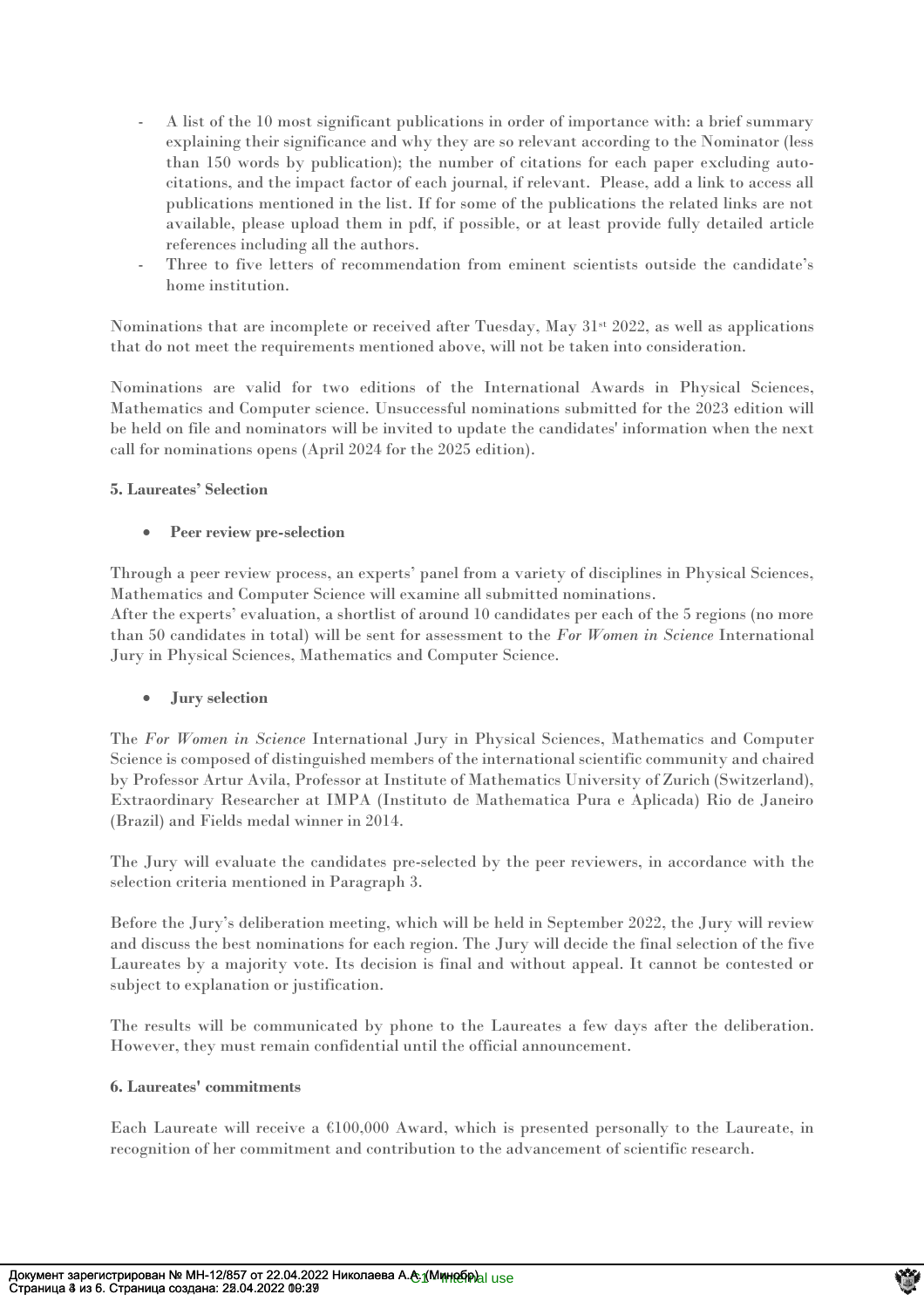- A list of the 10 most significant publications in order of importance with: a brief summary explaining their significance and why they are so relevant according to the Nominator (less than 150 words by publication); the number of citations for each paper excluding auto-citations, and the impact factor of each journal, if relevant. Please, add a link to access all publications mentioned in the list. If for some of the publications the related links are not available, please upload them in pdf, if possible, or at least provide fully detailed article references including all the authors.
- Three to five letters of recommendation from eminent scientists outside the candidate's home institution.

Nominations that are incomplete or received after Tuesday, May 31st 2022, as well as applications that do not meet the requirements mentioned above, will not be taken into consideration.

Nominations are valid for two editions of the International Awards in Physical Sciences, Mathematics and Computer science. Unsuccessful nominations submitted for the 2023 edition will be held on file and nominators will be invited to update the candidates' information when the next call for nominations opens (April 2024 for the 2025 edition).

**5. Laureates' Selection**

- **Peer review pre-selection**

Through a peer review process, an experts' panel from a variety of disciplines in Physical Sciences, Mathematics and Computer Science will examine all submitted nominations.
After the experts' evaluation, a shortlist of around 10 candidates per each of the 5 regions (no more than 50 candidates in total) will be sent for assessment to the *For Women in Science* International Jury in Physical Sciences, Mathematics and Computer Science.

- **Jury selection**

The *For Women in Science* International Jury in Physical Sciences, Mathematics and Computer Science is composed of distinguished members of the international scientific community and chaired by Professor Artur Avila, Professor at Institute of Mathematics University of Zurich (Switzerland), Extraordinary Researcher at IMPA (Instituto de Mathematica Pura e Aplicada) Rio de Janeiro (Brazil) and Fields medal winner in 2014.

The Jury will evaluate the candidates pre-selected by the peer reviewers, in accordance with the selection criteria mentioned in Paragraph 3.

Before the Jury's deliberation meeting, which will be held in September 2022, the Jury will review and discuss the best nominations for each region. The Jury will decide the final selection of the five Laureates by a majority vote. Its decision is final and without appeal. It cannot be contested or subject to explanation or justification.

The results will be communicated by phone to the Laureates a few days after the deliberation. However, they must remain confidential until the official announcement.

**6. Laureates' commitments**

Each Laureate will receive a €100,000 Award, which is presented personally to the Laureate, in recognition of her commitment and contribution to the advancement of scientific research.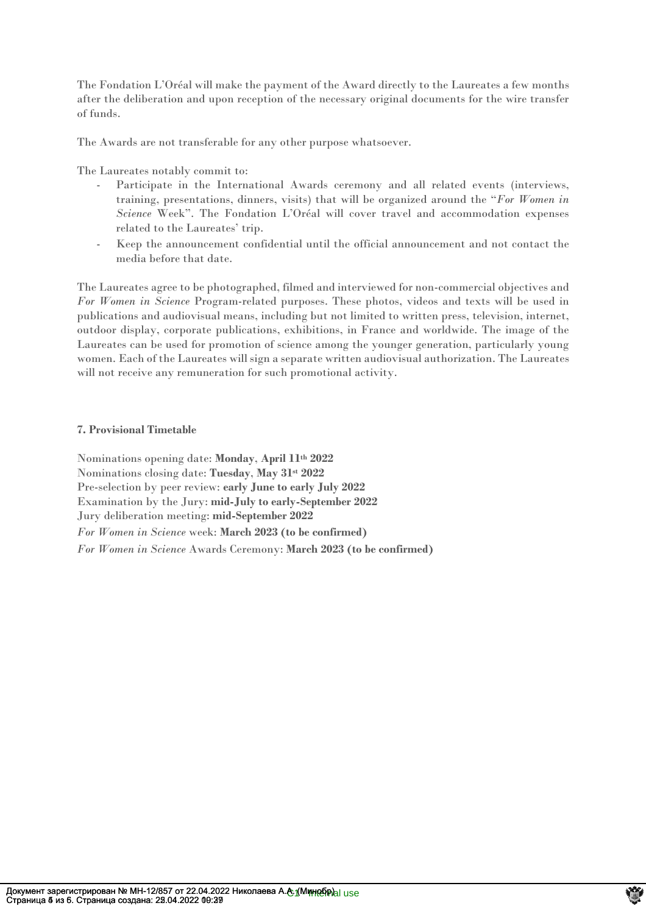The Fondation L'Oréal will make the payment of the Award directly to the Laureates a few months after the deliberation and upon reception of the necessary original documents for the wire transfer of funds.

The Awards are not transferable for any other purpose whatsoever.

The Laureates notably commit to:

- Participate in the International Awards ceremony and all related events (interviews, training, presentations, dinners, visits) that will be organized around the "*For Women in Science* Week". The Fondation L'Oréal will cover travel and accommodation expenses related to the Laureates' trip.
- Keep the announcement confidential until the official announcement and not contact the media before that date.

The Laureates agree to be photographed, filmed and interviewed for non-commercial objectives and *For Women in Science* Program-related purposes. These photos, videos and texts will be used in publications and audiovisual means, including but not limited to written press, television, internet, outdoor display, corporate publications, exhibitions, in France and worldwide. The image of the Laureates can be used for promotion of science among the younger generation, particularly young women. Each of the Laureates will sign a separate written audiovisual authorization. The Laureates will not receive any remuneration for such promotional activity.

**7. Provisional Timetable**

Nominations opening date: **Monday, April 11th 2022**
Nominations closing date: **Tuesday, May 31st 2022**
Pre-selection by peer review: **early June to early July 2022**
Examination by the Jury: **mid-July to early-September 2022**
Jury deliberation meeting: **mid-September 2022**
*For Women in Science* week: **March 2023 (to be confirmed)**
*For Women in Science* Awards Ceremony: **March 2023 (to be confirmed)**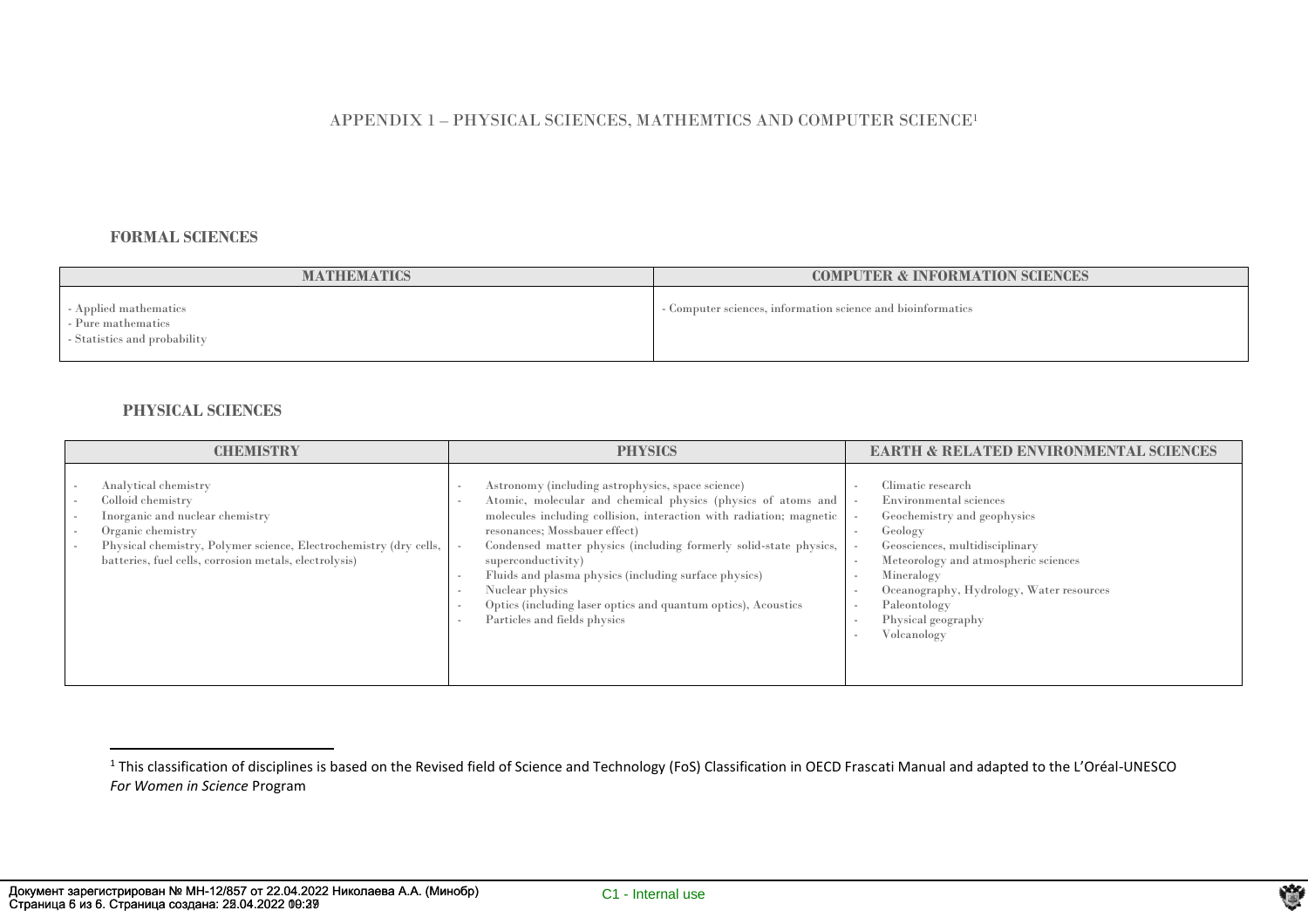# APPENDIX 1 – PHYSICAL SCIENCES, MATHEMTICS AND COMPUTER SCIENCE[1]

## FORMAL SCIENCES

| MATHEMATICS | COMPUTER & INFORMATION SCIENCES |
|---|---|
| - Applied mathematics<br>- Pure mathematics<br>- Statistics and probability | - Computer sciences, information science and bioinformatics |

## PHYSICAL SCIENCES

| CHEMISTRY | PHYSICS | EARTH & RELATED ENVIRONMENTAL SCIENCES |
|---|---|---|
| - Analytical chemistry<br>- Colloid chemistry<br>- Inorganic and nuclear chemistry<br>- Organic chemistry<br>- Physical chemistry, Polymer science, Electrochemistry (dry cells, batteries, fuel cells, corrosion metals, electrolysis) | - Astronomy (including astrophysics, space science)<br>- Atomic, molecular and chemical physics (physics of atoms and molecules including collision, interaction with radiation; magnetic resonances; Mossbauer effect)<br>- Condensed matter physics (including formerly solid-state physics, superconductivity)<br>- Fluids and plasma physics (including surface physics)<br>- Nuclear physics<br>- Optics (including laser optics and quantum optics), Acoustics<br>- Particles and fields physics | - Climatic research<br>- Environmental sciences<br>- Geochemistry and geophysics<br>- Geology<br>- Geosciences, multidisciplinary<br>- Meteorology and atmospheric sciences<br>- Mineralogy<br>- Oceanography, Hydrology, Water resources<br>- Paleontology<br>- Physical geography<br>- Volcanology |

[1] This classification of disciplines is based on the Revised field of Science and Technology (FoS) Classification in OECD Frascati Manual and adapted to the L'Oréal-UNESCO *For Women in Science* Program